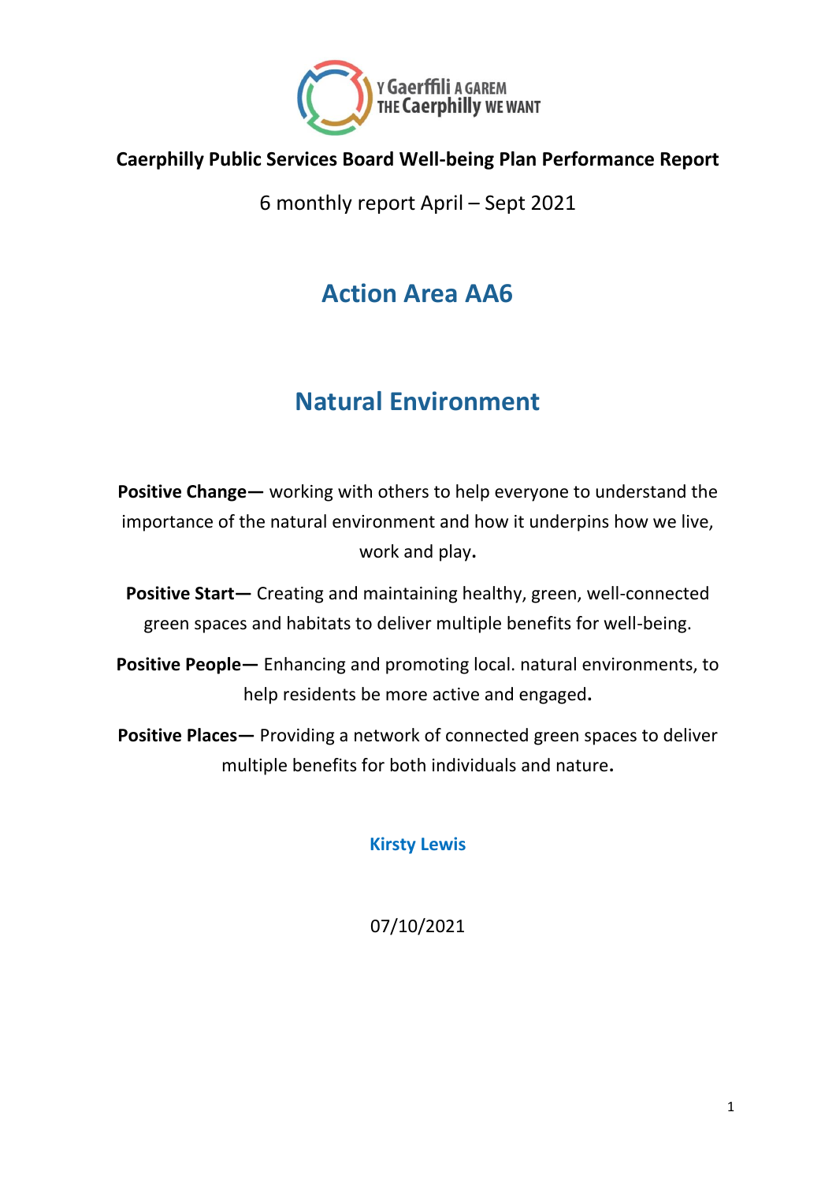Y Gaerffili A GAREM
THE Caerphilly WE WANT

**Caerphilly Public Services Board Well-being Plan Performance Report**

6 monthly report April – Sept 2021

# Action Area AA6

# Natural Environment

**Positive Change—** working with others to help everyone to understand the importance of the natural environment and how it underpins how we live, work and play**.**

**Positive Start—** Creating and maintaining healthy, green, well-connected green spaces and habitats to deliver multiple benefits for well-being.

**Positive People—** Enhancing and promoting local. natural environments, to help residents be more active and engaged**.**

**Positive Places—** Providing a network of connected green spaces to deliver multiple benefits for both individuals and nature**.**

**Kirsty Lewis**

07/10/2021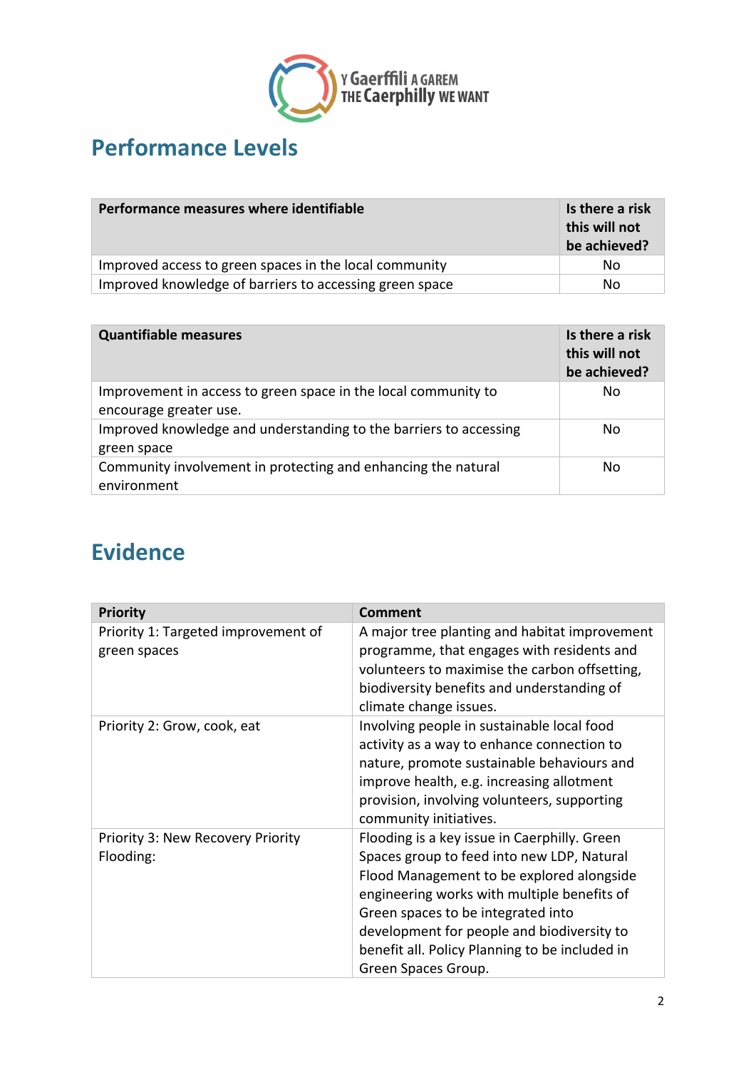## Performance Levels

| Performance measures where identifiable | Is there a risk this will not be achieved? |
|---|---|
| Improved access to green spaces in the local community | No |
| Improved knowledge of barriers to accessing green space | No |

| Quantifiable measures | Is there a risk this will not be achieved? |
|---|---|
| Improvement in access to green space in the local community to encourage greater use. | No |
| Improved knowledge and understanding to the barriers to accessing green space | No |
| Community involvement in protecting and enhancing the natural environment | No |

## Evidence

| Priority | Comment |
|---|---|
| Priority 1: Targeted improvement of green spaces | A major tree planting and habitat improvement programme, that engages with residents and volunteers to maximise the carbon offsetting, biodiversity benefits and understanding of climate change issues. |
| Priority 2: Grow, cook, eat | Involving people in sustainable local food activity as a way to enhance connection to nature, promote sustainable behaviours and improve health, e.g. increasing allotment provision, involving volunteers, supporting community initiatives. |
| Priority 3: New Recovery Priority Flooding: | Flooding is a key issue in Caerphilly. Green Spaces group to feed into new LDP, Natural Flood Management to be explored alongside engineering works with multiple benefits of Green spaces to be integrated into development for people and biodiversity to benefit all. Policy Planning to be included in Green Spaces Group. |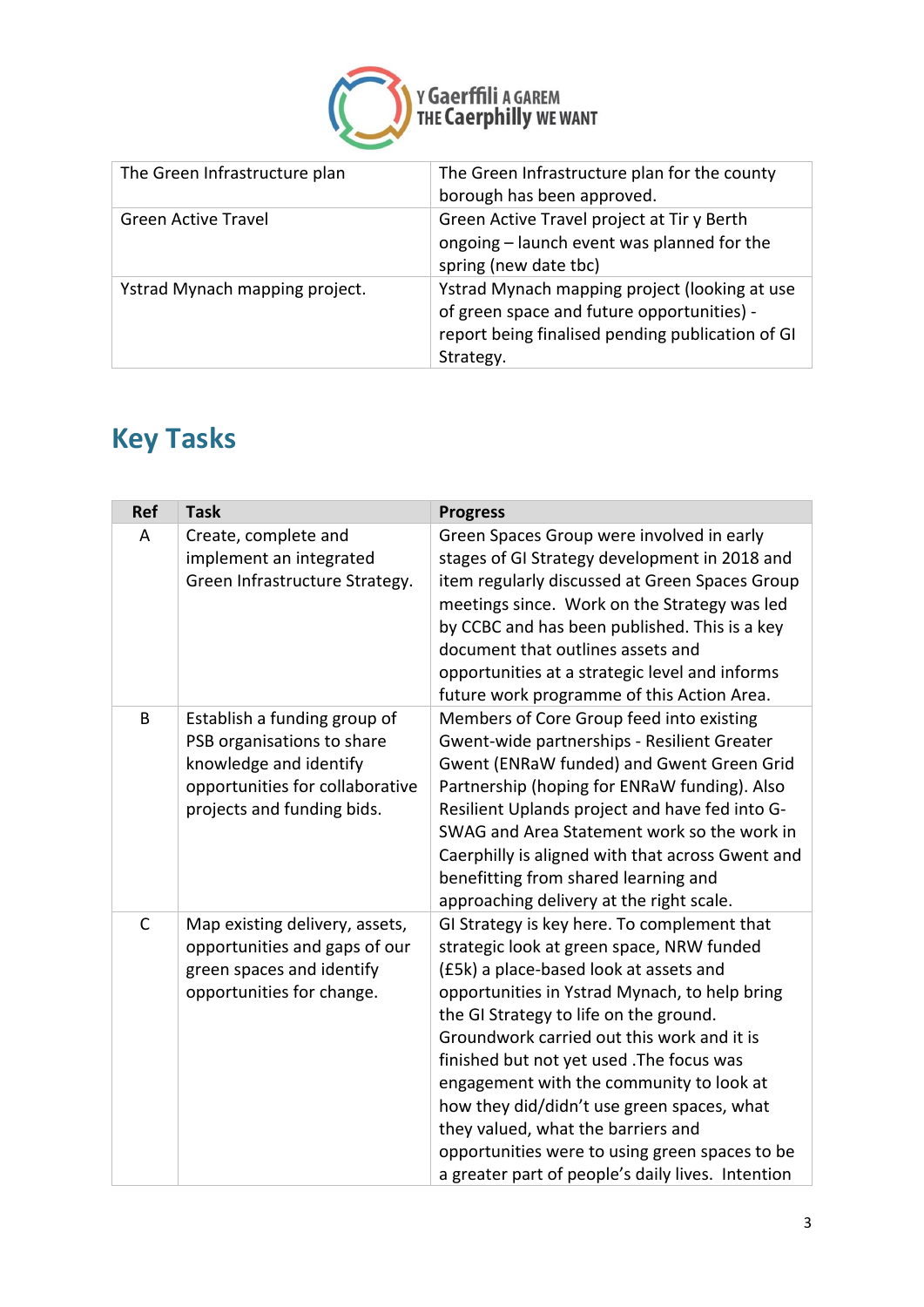| The Green Infrastructure plan | The Green Infrastructure plan for the county borough has been approved. |
|---|---|
| Green Active Travel | Green Active Travel project at Tir y Berth ongoing – launch event was planned for the spring (new date tbc) |
| Ystrad Mynach mapping project. | Ystrad Mynach mapping project (looking at use of green space and future opportunities) - report being finalised pending publication of GI Strategy. |

## Key Tasks

| Ref | Task | Progress |
|---|---|---|
| A | Create, complete and implement an integrated Green Infrastructure Strategy. | Green Spaces Group were involved in early stages of GI Strategy development in 2018 and item regularly discussed at Green Spaces Group meetings since. Work on the Strategy was led by CCBC and has been published. This is a key document that outlines assets and opportunities at a strategic level and informs future work programme of this Action Area. |
| B | Establish a funding group of PSB organisations to share knowledge and identify opportunities for collaborative projects and funding bids. | Members of Core Group feed into existing Gwent-wide partnerships - Resilient Greater Gwent (ENRaW funded) and Gwent Green Grid Partnership (hoping for ENRaW funding). Also Resilient Uplands project and have fed into G-SWAG and Area Statement work so the work in Caerphilly is aligned with that across Gwent and benefitting from shared learning and approaching delivery at the right scale. |
| C | Map existing delivery, assets, opportunities and gaps of our green spaces and identify opportunities for change. | GI Strategy is key here. To complement that strategic look at green space, NRW funded (£5k) a place-based look at assets and opportunities in Ystrad Mynach, to help bring the GI Strategy to life on the ground. Groundwork carried out this work and it is finished but not yet used .The focus was engagement with the community to look at how they did/didn't use green spaces, what they valued, what the barriers and opportunities were to using green spaces to be a greater part of people's daily lives. Intention |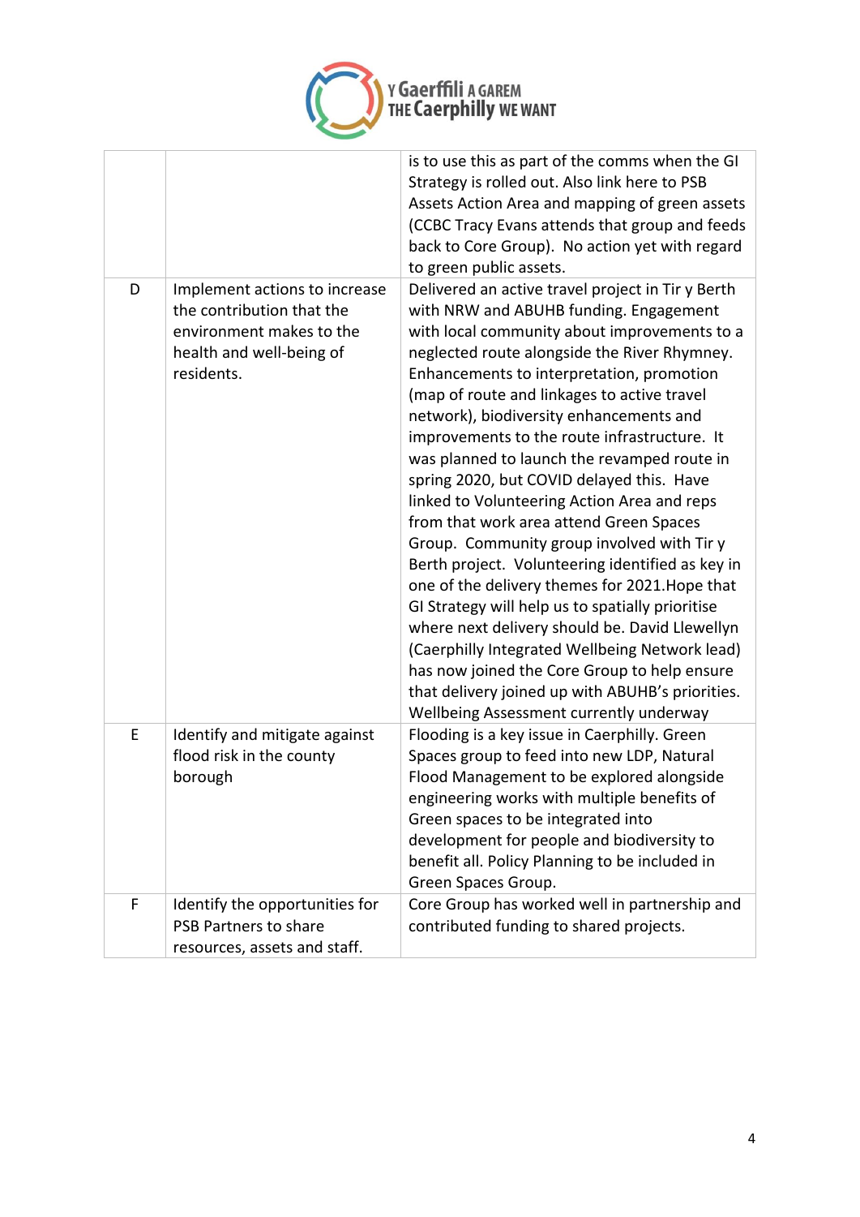|  |  |  |
|---|---|---|
|  |  | is to use this as part of the comms when the GI Strategy is rolled out. Also link here to PSB Assets Action Area and mapping of green assets (CCBC Tracy Evans attends that group and feeds back to Core Group). No action yet with regard to green public assets. |
| D | Implement actions to increase the contribution that the environment makes to the health and well-being of residents. | Delivered an active travel project in Tir y Berth with NRW and ABUHB funding. Engagement with local community about improvements to a neglected route alongside the River Rhymney. Enhancements to interpretation, promotion (map of route and linkages to active travel network), biodiversity enhancements and improvements to the route infrastructure. It was planned to launch the revamped route in spring 2020, but COVID delayed this. Have linked to Volunteering Action Area and reps from that work area attend Green Spaces Group. Community group involved with Tir y Berth project. Volunteering identified as key in one of the delivery themes for 2021.Hope that GI Strategy will help us to spatially prioritise where next delivery should be. David Llewellyn (Caerphilly Integrated Wellbeing Network lead) has now joined the Core Group to help ensure that delivery joined up with ABUHB's priorities. Wellbeing Assessment currently underway |
| E | Identify and mitigate against flood risk in the county borough | Flooding is a key issue in Caerphilly. Green Spaces group to feed into new LDP, Natural Flood Management to be explored alongside engineering works with multiple benefits of Green spaces to be integrated into development for people and biodiversity to benefit all. Policy Planning to be included in Green Spaces Group. |
| F | Identify the opportunities for PSB Partners to share resources, assets and staff. | Core Group has worked well in partnership and contributed funding to shared projects. |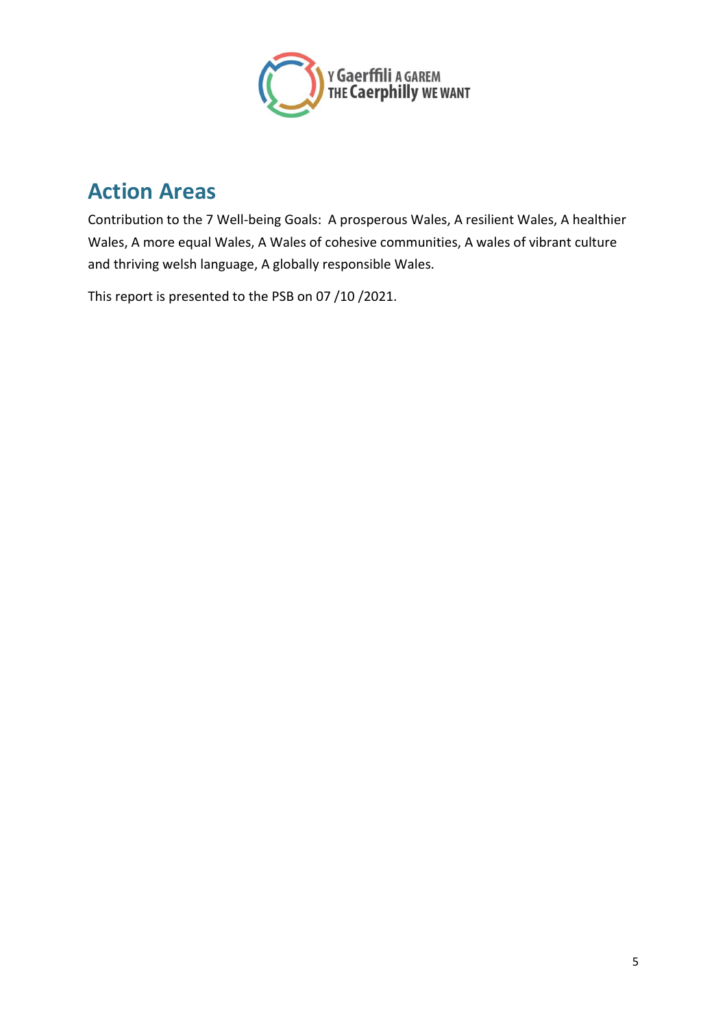## Action Areas

Contribution to the 7 Well-being Goals: A prosperous Wales, A resilient Wales, A healthier Wales, A more equal Wales, A Wales of cohesive communities, A wales of vibrant culture and thriving welsh language, A globally responsible Wales.

This report is presented to the PSB on 07 /10 /2021.